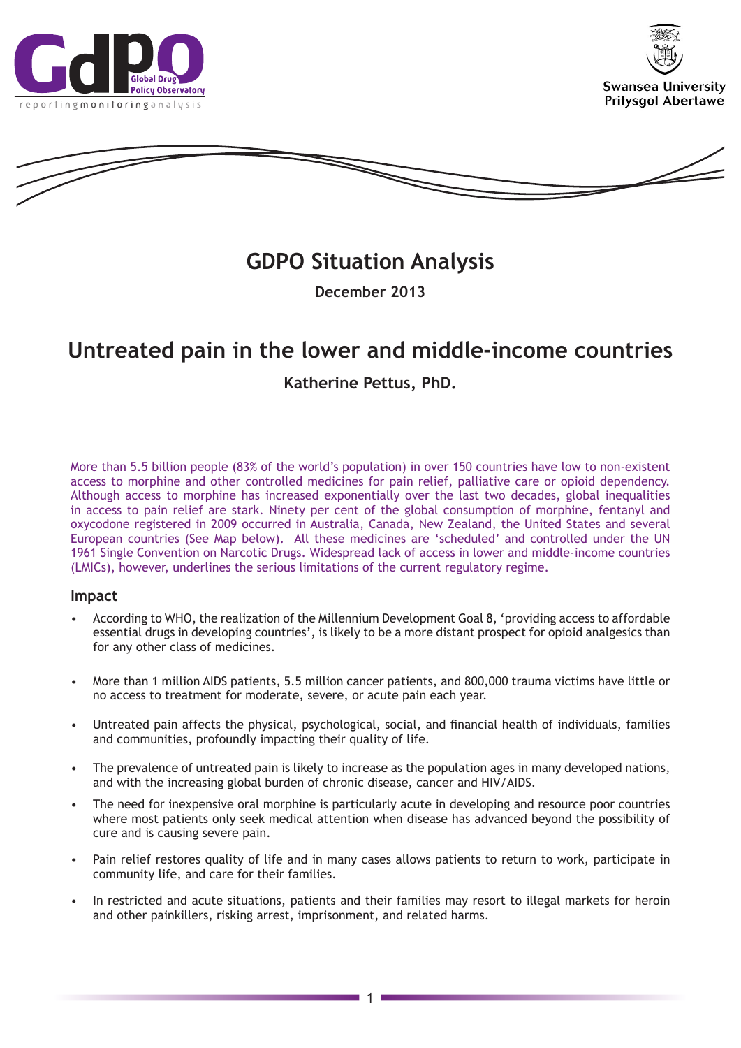GdPO Global Drug Policy Observatory
reporting monitoring analysis

Swansea University
Prifysgol Abertawe

# GDPO Situation Analysis

**December 2013**

# Untreated pain in the lower and middle-income countries

**Katherine Pettus, PhD.**

More than 5.5 billion people (83% of the world's population) in over 150 countries have low to non-existent access to morphine and other controlled medicines for pain relief, palliative care or opioid dependency. Although access to morphine has increased exponentially over the last two decades, global inequalities in access to pain relief are stark. Ninety per cent of the global consumption of morphine, fentanyl and oxycodone registered in 2009 occurred in Australia, Canada, New Zealand, the United States and several European countries (See Map below). All these medicines are 'scheduled' and controlled under the UN 1961 Single Convention on Narcotic Drugs. Widespread lack of access in lower and middle-income countries (LMICs), however, underlines the serious limitations of the current regulatory regime.

## Impact

- According to WHO, the realization of the Millennium Development Goal 8, 'providing access to affordable essential drugs in developing countries', is likely to be a more distant prospect for opioid analgesics than for any other class of medicines.
- More than 1 million AIDS patients, 5.5 million cancer patients, and 800,000 trauma victims have little or no access to treatment for moderate, severe, or acute pain each year.
- Untreated pain affects the physical, psychological, social, and financial health of individuals, families and communities, profoundly impacting their quality of life.
- The prevalence of untreated pain is likely to increase as the population ages in many developed nations, and with the increasing global burden of chronic disease, cancer and HIV/AIDS.
- The need for inexpensive oral morphine is particularly acute in developing and resource poor countries where most patients only seek medical attention when disease has advanced beyond the possibility of cure and is causing severe pain.
- Pain relief restores quality of life and in many cases allows patients to return to work, participate in community life, and care for their families.
- In restricted and acute situations, patients and their families may resort to illegal markets for heroin and other painkillers, risking arrest, imprisonment, and related harms.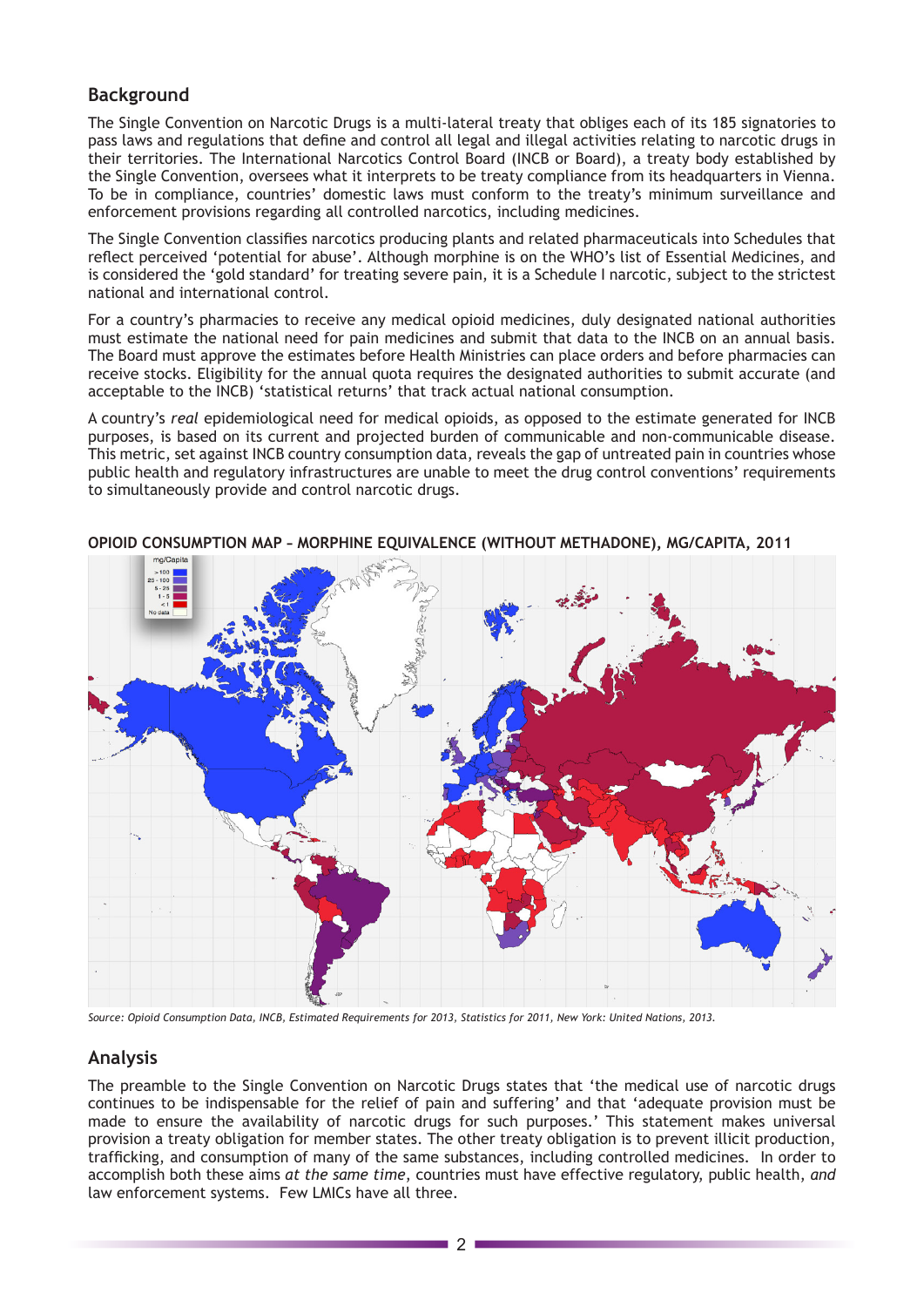## Background

The Single Convention on Narcotic Drugs is a multi-lateral treaty that obliges each of its 185 signatories to pass laws and regulations that define and control all legal and illegal activities relating to narcotic drugs in their territories. The International Narcotics Control Board (INCB or Board), a treaty body established by the Single Convention, oversees what it interprets to be treaty compliance from its headquarters in Vienna. To be in compliance, countries' domestic laws must conform to the treaty's minimum surveillance and enforcement provisions regarding all controlled narcotics, including medicines.

The Single Convention classifies narcotics producing plants and related pharmaceuticals into Schedules that reflect perceived 'potential for abuse'. Although morphine is on the WHO's list of Essential Medicines, and is considered the 'gold standard' for treating severe pain, it is a Schedule I narcotic, subject to the strictest national and international control.

For a country's pharmacies to receive any medical opioid medicines, duly designated national authorities must estimate the national need for pain medicines and submit that data to the INCB on an annual basis. The Board must approve the estimates before Health Ministries can place orders and before pharmacies can receive stocks. Eligibility for the annual quota requires the designated authorities to submit accurate (and acceptable to the INCB) 'statistical returns' that track actual national consumption.

A country's *real* epidemiological need for medical opioids, as opposed to the estimate generated for INCB purposes, is based on its current and projected burden of communicable and non-communicable disease. This metric, set against INCB country consumption data, reveals the gap of untreated pain in countries whose public health and regulatory infrastructures are unable to meet the drug control conventions' requirements to simultaneously provide and control narcotic drugs.

**OPIOID CONSUMPTION MAP – MORPHINE EQUIVALENCE (WITHOUT METHADONE), MG/CAPITA, 2011**

mg/Capita
- >100
- 25 - 100
- 5 - 25
- 1 - 5
- <1
- No data

*Source: Opioid Consumption Data, INCB, Estimated Requirements for 2013, Statistics for 2011, New York: United Nations, 2013.*

## Analysis

The preamble to the Single Convention on Narcotic Drugs states that 'the medical use of narcotic drugs continues to be indispensable for the relief of pain and suffering' and that 'adequate provision must be made to ensure the availability of narcotic drugs for such purposes.' This statement makes universal provision a treaty obligation for member states. The other treaty obligation is to prevent illicit production, trafficking, and consumption of many of the same substances, including controlled medicines. In order to accomplish both these aims *at the same time*, countries must have effective regulatory, public health, *and* law enforcement systems. Few LMICs have all three.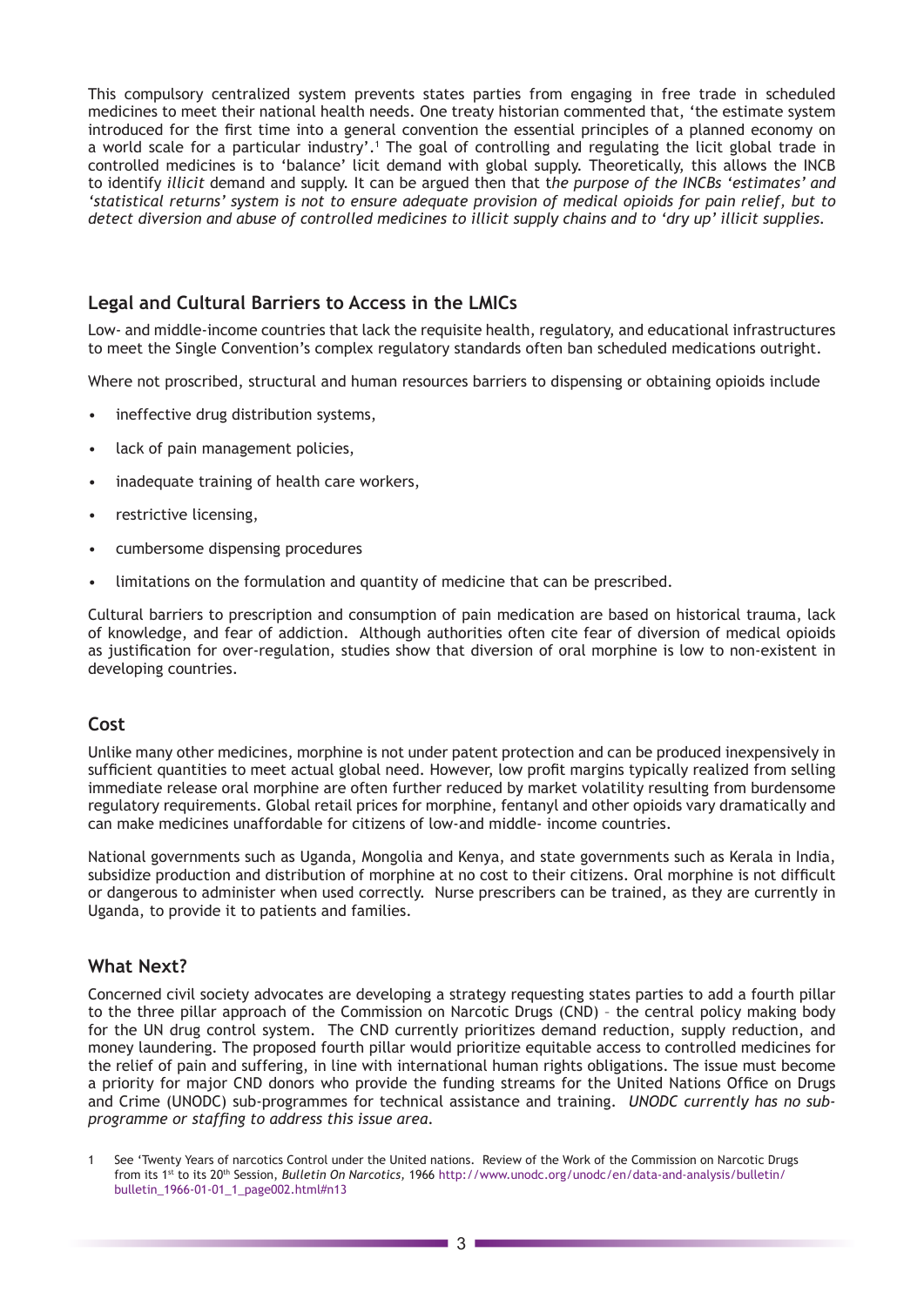This compulsory centralized system prevents states parties from engaging in free trade in scheduled medicines to meet their national health needs. One treaty historian commented that, 'the estimate system introduced for the first time into a general convention the essential principles of a planned economy on a world scale for a particular industry'.[1] The goal of controlling and regulating the licit global trade in controlled medicines is to 'balance' licit demand with global supply. Theoretically, this allows the INCB to identify *illicit* demand and supply. It can be argued then that t*he purpose of the INCBs 'estimates' and 'statistical returns' system is not to ensure adequate provision of medical opioids for pain relief, but to detect diversion and abuse of controlled medicines to illicit supply chains and to 'dry up' illicit supplies.*

## Legal and Cultural Barriers to Access in the LMICs

Low- and middle-income countries that lack the requisite health, regulatory, and educational infrastructures to meet the Single Convention's complex regulatory standards often ban scheduled medications outright.

Where not proscribed, structural and human resources barriers to dispensing or obtaining opioids include

- ineffective drug distribution systems,
- lack of pain management policies,
- inadequate training of health care workers,
- restrictive licensing,
- cumbersome dispensing procedures
- limitations on the formulation and quantity of medicine that can be prescribed.

Cultural barriers to prescription and consumption of pain medication are based on historical trauma, lack of knowledge, and fear of addiction. Although authorities often cite fear of diversion of medical opioids as justification for over-regulation, studies show that diversion of oral morphine is low to non-existent in developing countries.

## Cost

Unlike many other medicines, morphine is not under patent protection and can be produced inexpensively in sufficient quantities to meet actual global need. However, low profit margins typically realized from selling immediate release oral morphine are often further reduced by market volatility resulting from burdensome regulatory requirements. Global retail prices for morphine, fentanyl and other opioids vary dramatically and can make medicines unaffordable for citizens of low-and middle- income countries.

National governments such as Uganda, Mongolia and Kenya, and state governments such as Kerala in India, subsidize production and distribution of morphine at no cost to their citizens. Oral morphine is not difficult or dangerous to administer when used correctly. Nurse prescribers can be trained, as they are currently in Uganda, to provide it to patients and families.

## What Next?

Concerned civil society advocates are developing a strategy requesting states parties to add a fourth pillar to the three pillar approach of the Commission on Narcotic Drugs (CND) – the central policy making body for the UN drug control system. The CND currently prioritizes demand reduction, supply reduction, and money laundering. The proposed fourth pillar would prioritize equitable access to controlled medicines for the relief of pain and suffering, in line with international human rights obligations. The issue must become a priority for major CND donors who provide the funding streams for the United Nations Office on Drugs and Crime (UNODC) sub-programmes for technical assistance and training. *UNODC currently has no sub-programme or staffing to address this issue area.*

---

1 See 'Twenty Years of narcotics Control under the United nations. Review of the Work of the Commission on Narcotic Drugs from its 1st to its 20th Session, *Bulletin On Narcotics*, 1966 http://www.unodc.org/unodc/en/data-and-analysis/bulletin/bulletin_1966-01-01_1_page002.html#n13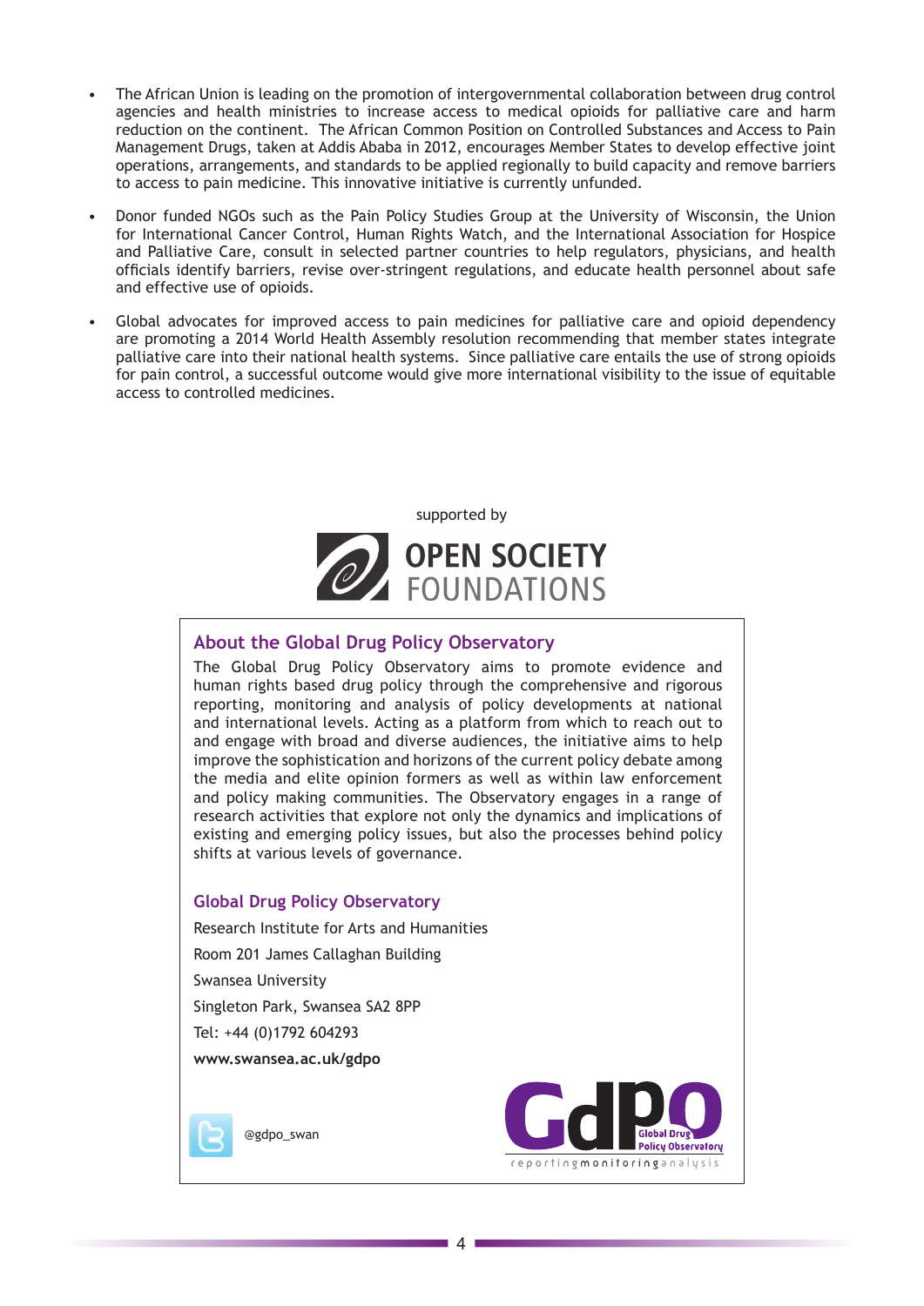- The African Union is leading on the promotion of intergovernmental collaboration between drug control agencies and health ministries to increase access to medical opioids for palliative care and harm reduction on the continent. The African Common Position on Controlled Substances and Access to Pain Management Drugs, taken at Addis Ababa in 2012, encourages Member States to develop effective joint operations, arrangements, and standards to be applied regionally to build capacity and remove barriers to access to pain medicine. This innovative initiative is currently unfunded.
- Donor funded NGOs such as the Pain Policy Studies Group at the University of Wisconsin, the Union for International Cancer Control, Human Rights Watch, and the International Association for Hospice and Palliative Care, consult in selected partner countries to help regulators, physicians, and health officials identify barriers, revise over-stringent regulations, and educate health personnel about safe and effective use of opioids.
- Global advocates for improved access to pain medicines for palliative care and opioid dependency are promoting a 2014 World Health Assembly resolution recommending that member states integrate palliative care into their national health systems. Since palliative care entails the use of strong opioids for pain control, a successful outcome would give more international visibility to the issue of equitable access to controlled medicines.

supported by

OPEN SOCIETY FOUNDATIONS

## About the Global Drug Policy Observatory

The Global Drug Policy Observatory aims to promote evidence and human rights based drug policy through the comprehensive and rigorous reporting, monitoring and analysis of policy developments at national and international levels. Acting as a platform from which to reach out to and engage with broad and diverse audiences, the initiative aims to help improve the sophistication and horizons of the current policy debate among the media and elite opinion formers as well as within law enforcement and policy making communities. The Observatory engages in a range of research activities that explore not only the dynamics and implications of existing and emerging policy issues, but also the processes behind policy shifts at various levels of governance.

## Global Drug Policy Observatory

Research Institute for Arts and Humanities

Room 201 James Callaghan Building

Swansea University

Singleton Park, Swansea SA2 8PP

Tel: +44 (0)1792 604293

**www.swansea.ac.uk/gdpo**

@gdpo_swan

GDPO Global Drug Policy Observatory

reporting monitoring analysis